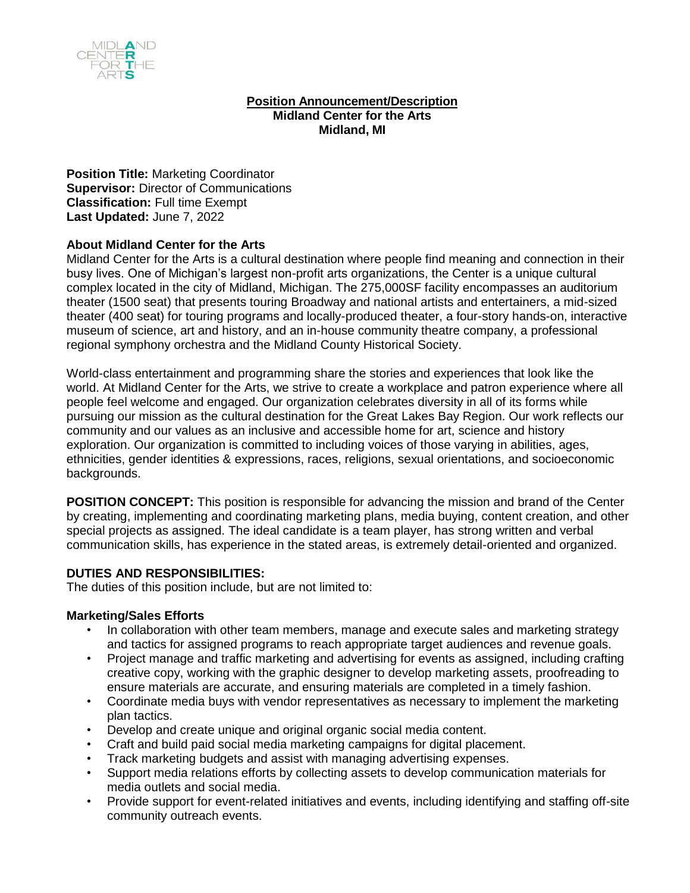MIDLAND CENTER FOR THE ARTS

**Position Announcement/Description**
**Midland Center for the Arts**
**Midland, MI**

**Position Title:** Marketing Coordinator
**Supervisor:** Director of Communications
**Classification:** Full time Exempt
**Last Updated:** June 7, 2022

**About Midland Center for the Arts**

Midland Center for the Arts is a cultural destination where people find meaning and connection in their busy lives. One of Michigan's largest non-profit arts organizations, the Center is a unique cultural complex located in the city of Midland, Michigan. The 275,000SF facility encompasses an auditorium theater (1500 seat) that presents touring Broadway and national artists and entertainers, a mid-sized theater (400 seat) for touring programs and locally-produced theater, a four-story hands-on, interactive museum of science, art and history, and an in-house community theatre company, a professional regional symphony orchestra and the Midland County Historical Society.

World-class entertainment and programming share the stories and experiences that look like the world. At Midland Center for the Arts, we strive to create a workplace and patron experience where all people feel welcome and engaged. Our organization celebrates diversity in all of its forms while pursuing our mission as the cultural destination for the Great Lakes Bay Region. Our work reflects our community and our values as an inclusive and accessible home for art, science and history exploration. Our organization is committed to including voices of those varying in abilities, ages, ethnicities, gender identities & expressions, races, religions, sexual orientations, and socioeconomic backgrounds.

**POSITION CONCEPT:** This position is responsible for advancing the mission and brand of the Center by creating, implementing and coordinating marketing plans, media buying, content creation, and other special projects as assigned. The ideal candidate is a team player, has strong written and verbal communication skills, has experience in the stated areas, is extremely detail-oriented and organized.

**DUTIES AND RESPONSIBILITIES:**

The duties of this position include, but are not limited to:

**Marketing/Sales Efforts**

- In collaboration with other team members, manage and execute sales and marketing strategy and tactics for assigned programs to reach appropriate target audiences and revenue goals.
- Project manage and traffic marketing and advertising for events as assigned, including crafting creative copy, working with the graphic designer to develop marketing assets, proofreading to ensure materials are accurate, and ensuring materials are completed in a timely fashion.
- Coordinate media buys with vendor representatives as necessary to implement the marketing plan tactics.
- Develop and create unique and original organic social media content.
- Craft and build paid social media marketing campaigns for digital placement.
- Track marketing budgets and assist with managing advertising expenses.
- Support media relations efforts by collecting assets to develop communication materials for media outlets and social media.
- Provide support for event-related initiatives and events, including identifying and staffing off-site community outreach events.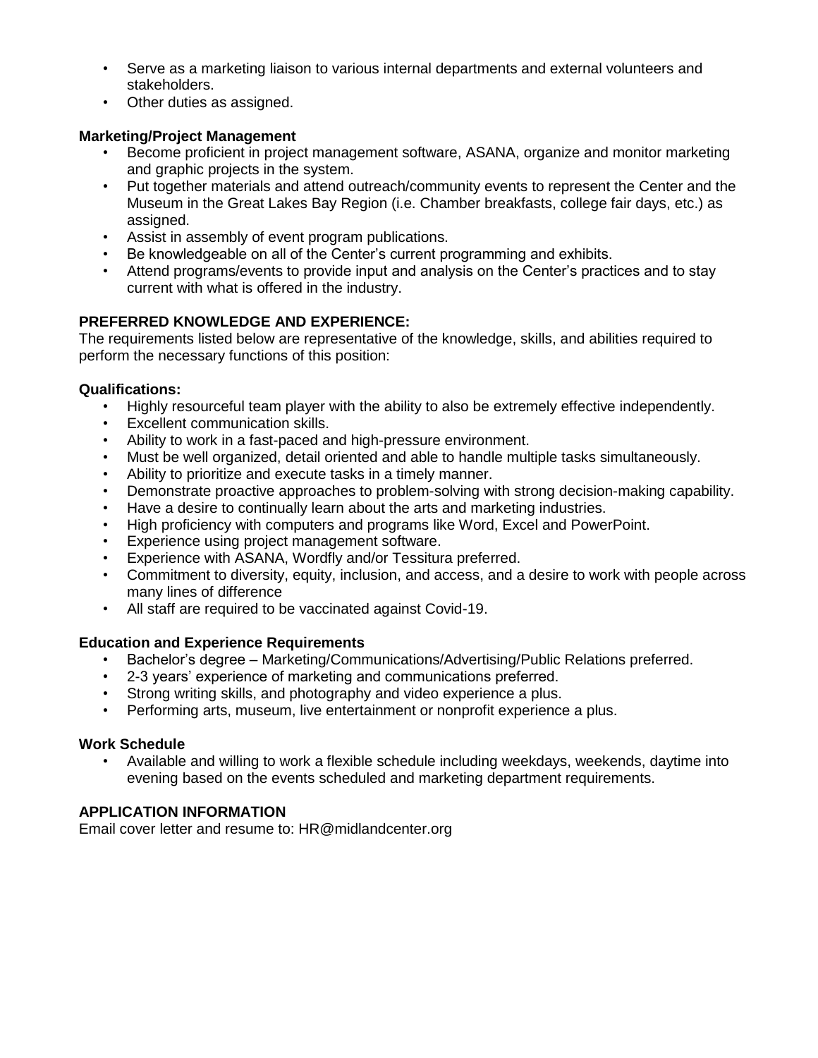- Serve as a marketing liaison to various internal departments and external volunteers and stakeholders.
- Other duties as assigned.

**Marketing/Project Management**

- Become proficient in project management software, ASANA, organize and monitor marketing and graphic projects in the system.
- Put together materials and attend outreach/community events to represent the Center and the Museum in the Great Lakes Bay Region (i.e. Chamber breakfasts, college fair days, etc.) as assigned.
- Assist in assembly of event program publications.
- Be knowledgeable on all of the Center's current programming and exhibits.
- Attend programs/events to provide input and analysis on the Center's practices and to stay current with what is offered in the industry.

## PREFERRED KNOWLEDGE AND EXPERIENCE:

The requirements listed below are representative of the knowledge, skills, and abilities required to perform the necessary functions of this position:

**Qualifications:**

- Highly resourceful team player with the ability to also be extremely effective independently.
- Excellent communication skills.
- Ability to work in a fast-paced and high-pressure environment.
- Must be well organized, detail oriented and able to handle multiple tasks simultaneously.
- Ability to prioritize and execute tasks in a timely manner.
- Demonstrate proactive approaches to problem-solving with strong decision-making capability.
- Have a desire to continually learn about the arts and marketing industries.
- High proficiency with computers and programs like Word, Excel and PowerPoint.
- Experience using project management software.
- Experience with ASANA, Wordfly and/or Tessitura preferred.
- Commitment to diversity, equity, inclusion, and access, and a desire to work with people across many lines of difference
- All staff are required to be vaccinated against Covid-19.

**Education and Experience Requirements**

- Bachelor's degree – Marketing/Communications/Advertising/Public Relations preferred.
- 2-3 years' experience of marketing and communications preferred.
- Strong writing skills, and photography and video experience a plus.
- Performing arts, museum, live entertainment or nonprofit experience a plus.

**Work Schedule**

- Available and willing to work a flexible schedule including weekdays, weekends, daytime into evening based on the events scheduled and marketing department requirements.

## APPLICATION INFORMATION

Email cover letter and resume to: HR@midlandcenter.org